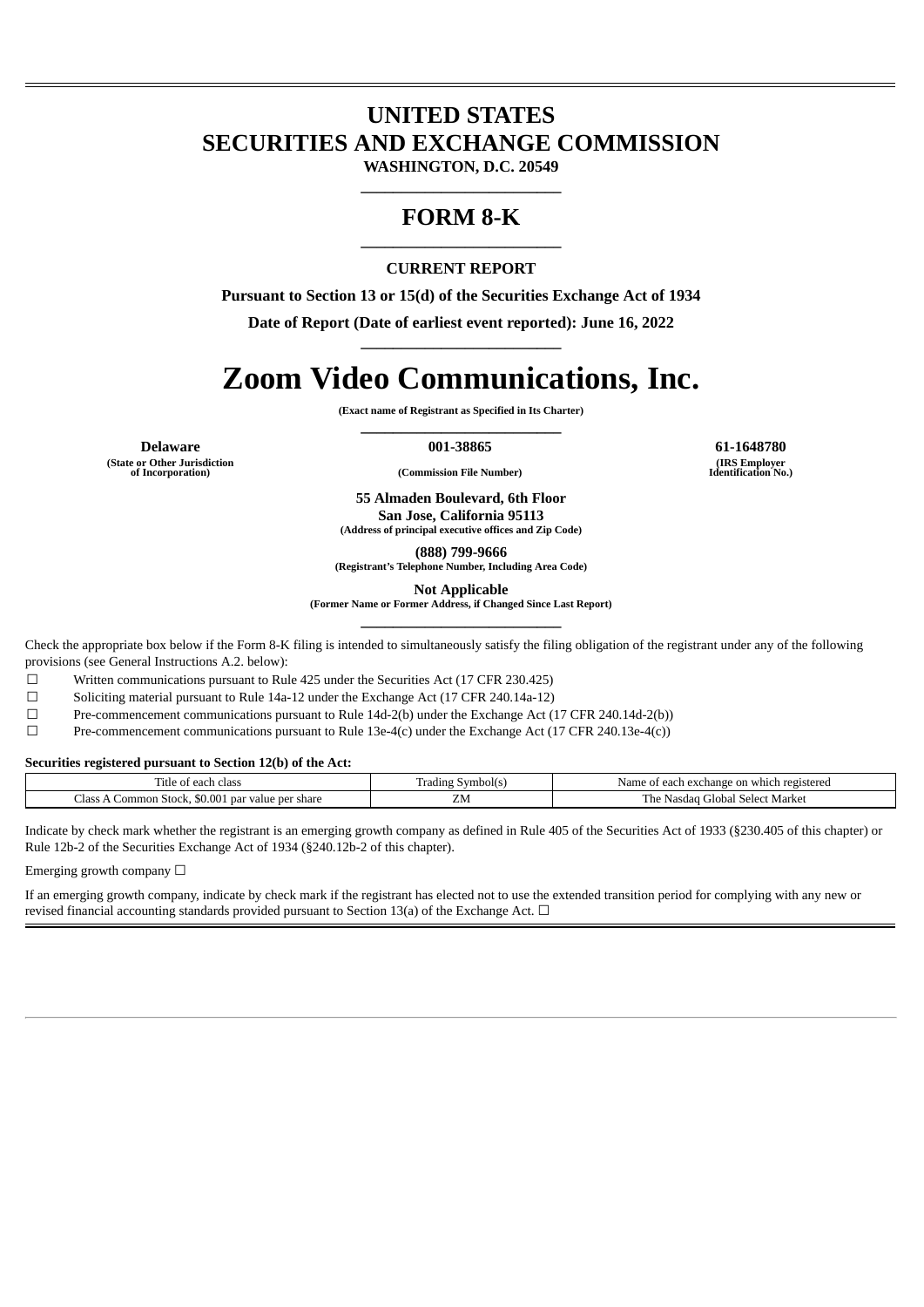# UNITED STATES
# SECURITIES AND EXCHANGE COMMISSION

**WASHINGTON, D.C. 20549**

---

# FORM 8-K

---

**CURRENT REPORT**

**Pursuant to Section 13 or 15(d) of the Securities Exchange Act of 1934**

**Date of Report (Date of earliest event reported): June 16, 2022**

---

# Zoom Video Communications, Inc.

**(Exact name of Registrant as Specified in Its Charter)**

---

| **Delaware** | **001-38865** | **61-1648780** |
|---|---|---|
| **(State or Other Jurisdiction of Incorporation)** | **(Commission File Number)** | **(IRS Employer Identification No.)** |

**55 Almaden Boulevard, 6th Floor**
**San Jose, California 95113**
**(Address of principal executive offices and Zip Code)**

**(888) 799-9666**
**(Registrant's Telephone Number, Including Area Code)**

**Not Applicable**
**(Former Name or Former Address, if Changed Since Last Report)**

---

Check the appropriate box below if the Form 8-K filing is intended to simultaneously satisfy the filing obligation of the registrant under any of the following provisions (see General Instructions A.2. below):

☐ Written communications pursuant to Rule 425 under the Securities Act (17 CFR 230.425)

☐ Soliciting material pursuant to Rule 14a-12 under the Exchange Act (17 CFR 240.14a-12)

☐ Pre-commencement communications pursuant to Rule 14d-2(b) under the Exchange Act (17 CFR 240.14d-2(b))

☐ Pre-commencement communications pursuant to Rule 13e-4(c) under the Exchange Act (17 CFR 240.13e-4(c))

**Securities registered pursuant to Section 12(b) of the Act:**

| Title of each class | Trading Symbol(s) | Name of each exchange on which registered |
|---|---|---|
| Class A Common Stock, $0.001 par value per share | ZM | The Nasdaq Global Select Market |

Indicate by check mark whether the registrant is an emerging growth company as defined in Rule 405 of the Securities Act of 1933 (§230.405 of this chapter) or Rule 12b-2 of the Securities Exchange Act of 1934 (§240.12b-2 of this chapter).

Emerging growth company ☐

If an emerging growth company, indicate by check mark if the registrant has elected not to use the extended transition period for complying with any new or revised financial accounting standards provided pursuant to Section 13(a) of the Exchange Act. ☐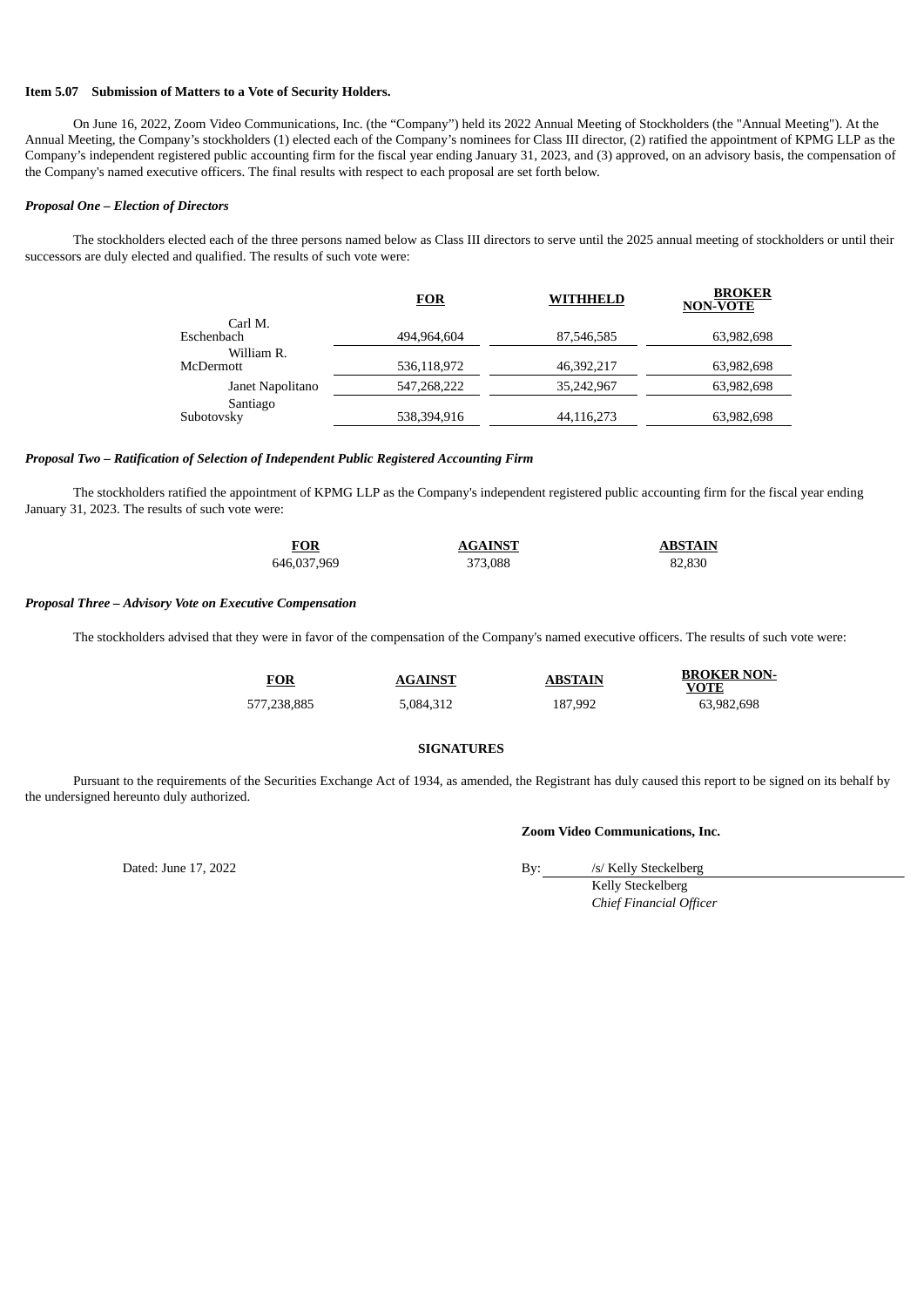**Item 5.07 Submission of Matters to a Vote of Security Holders.**

On June 16, 2022, Zoom Video Communications, Inc. (the "Company") held its 2022 Annual Meeting of Stockholders (the "Annual Meeting"). At the Annual Meeting, the Company's stockholders (1) elected each of the Company's nominees for Class III director, (2) ratified the appointment of KPMG LLP as the Company's independent registered public accounting firm for the fiscal year ending January 31, 2023, and (3) approved, on an advisory basis, the compensation of the Company's named executive officers. The final results with respect to each proposal are set forth below.

***Proposal One – Election of Directors***

The stockholders elected each of the three persons named below as Class III directors to serve until the 2025 annual meeting of stockholders or until their successors are duly elected and qualified. The results of such vote were:

| | FOR | WITHHELD | BROKER NON-VOTE |
|---|---|---|---|
| Carl M. Eschenbach | 494,964,604 | 87,546,585 | 63,982,698 |
| William R. McDermott | 536,118,972 | 46,392,217 | 63,982,698 |
| Janet Napolitano | 547,268,222 | 35,242,967 | 63,982,698 |
| Santiago Subotovsky | 538,394,916 | 44,116,273 | 63,982,698 |

***Proposal Two – Ratification of Selection of Independent Public Registered Accounting Firm***

The stockholders ratified the appointment of KPMG LLP as the Company's independent registered public accounting firm for the fiscal year ending January 31, 2023. The results of such vote were:

| FOR | AGAINST | ABSTAIN |
|---|---|---|
| 646,037,969 | 373,088 | 82,830 |

***Proposal Three – Advisory Vote on Executive Compensation***

The stockholders advised that they were in favor of the compensation of the Company's named executive officers. The results of such vote were:

| FOR | AGAINST | ABSTAIN | BROKER NON-VOTE |
|---|---|---|---|
| 577,238,885 | 5,084,312 | 187,992 | 63,982,698 |

**SIGNATURES**

Pursuant to the requirements of the Securities Exchange Act of 1934, as amended, the Registrant has duly caused this report to be signed on its behalf by the undersigned hereunto duly authorized.

**Zoom Video Communications, Inc.**

Dated: June 17, 2022

By: /s/ Kelly Steckelberg
Kelly Steckelberg
*Chief Financial Officer*